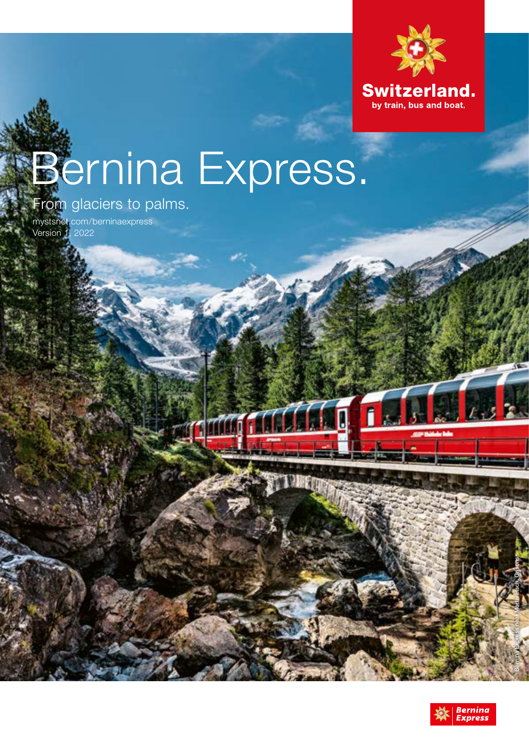Switzerland.
by train, bus and boat.

# Bernina Express.

## From glaciers to palms.

mystsnet.com/berninaexpress
Version 1, 2022

Bernina Express near Morteratsch, Grisons

Bernina Express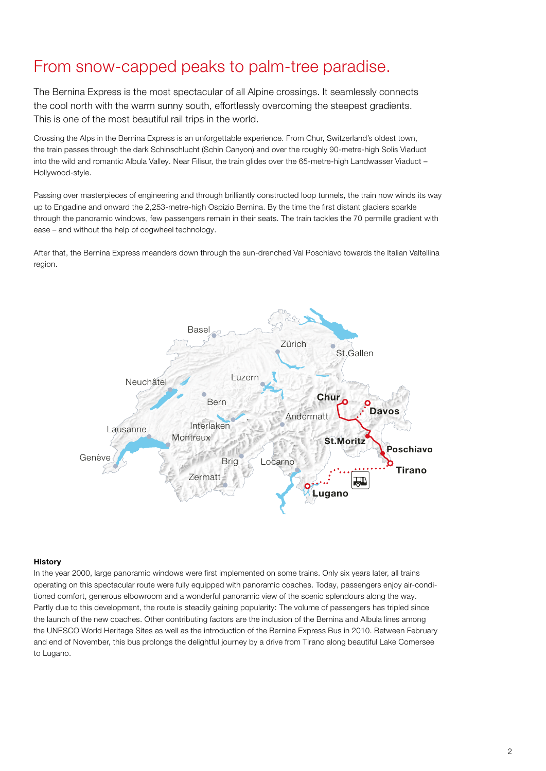# From snow-capped peaks to palm-tree paradise.

The Bernina Express is the most spectacular of all Alpine crossings. It seamlessly connects the cool north with the warm sunny south, effortlessly overcoming the steepest gradients. This is one of the most beautiful rail trips in the world.

Crossing the Alps in the Bernina Express is an unforgettable experience. From Chur, Switzerland's oldest town, the train passes through the dark Schinschlucht (Schin Canyon) and over the roughly 90-metre-high Solis Viaduct into the wild and romantic Albula Valley. Near Filisur, the train glides over the 65-metre-high Landwasser Viaduct – Hollywood-style.

Passing over masterpieces of engineering and through brilliantly constructed loop tunnels, the train now winds its way up to Engadine and onward the 2,253-metre-high Ospizio Bernina. By the time the first distant glaciers sparkle through the panoramic windows, few passengers remain in their seats. The train tackles the 70 permille gradient with ease – and without the help of cogwheel technology.

After that, the Bernina Express meanders down through the sun-drenched Val Poschiavo towards the Italian Valtellina region.

Basel, Zürich, St.Gallen, Neuchâtel, Luzern, Bern, Chur, Davos, Andermatt, Lausanne, Interlaken, Montreux, St.Moritz, Poschiavo, Genève, Brig, Locarno, Tirano, Zermatt, Lugano

**History**

In the year 2000, large panoramic windows were first implemented on some trains. Only six years later, all trains operating on this spectacular route were fully equipped with panoramic coaches. Today, passengers enjoy air-conditioned comfort, generous elbowroom and a wonderful panoramic view of the scenic splendours along the way. Partly due to this development, the route is steadily gaining popularity: The volume of passengers has tripled since the launch of the new coaches. Other contributing factors are the inclusion of the Bernina and Albula lines among the UNESCO World Heritage Sites as well as the introduction of the Bernina Express Bus in 2010. Between February and end of November, this bus prolongs the delightful journey by a drive from Tirano along beautiful Lake Comersee to Lugano.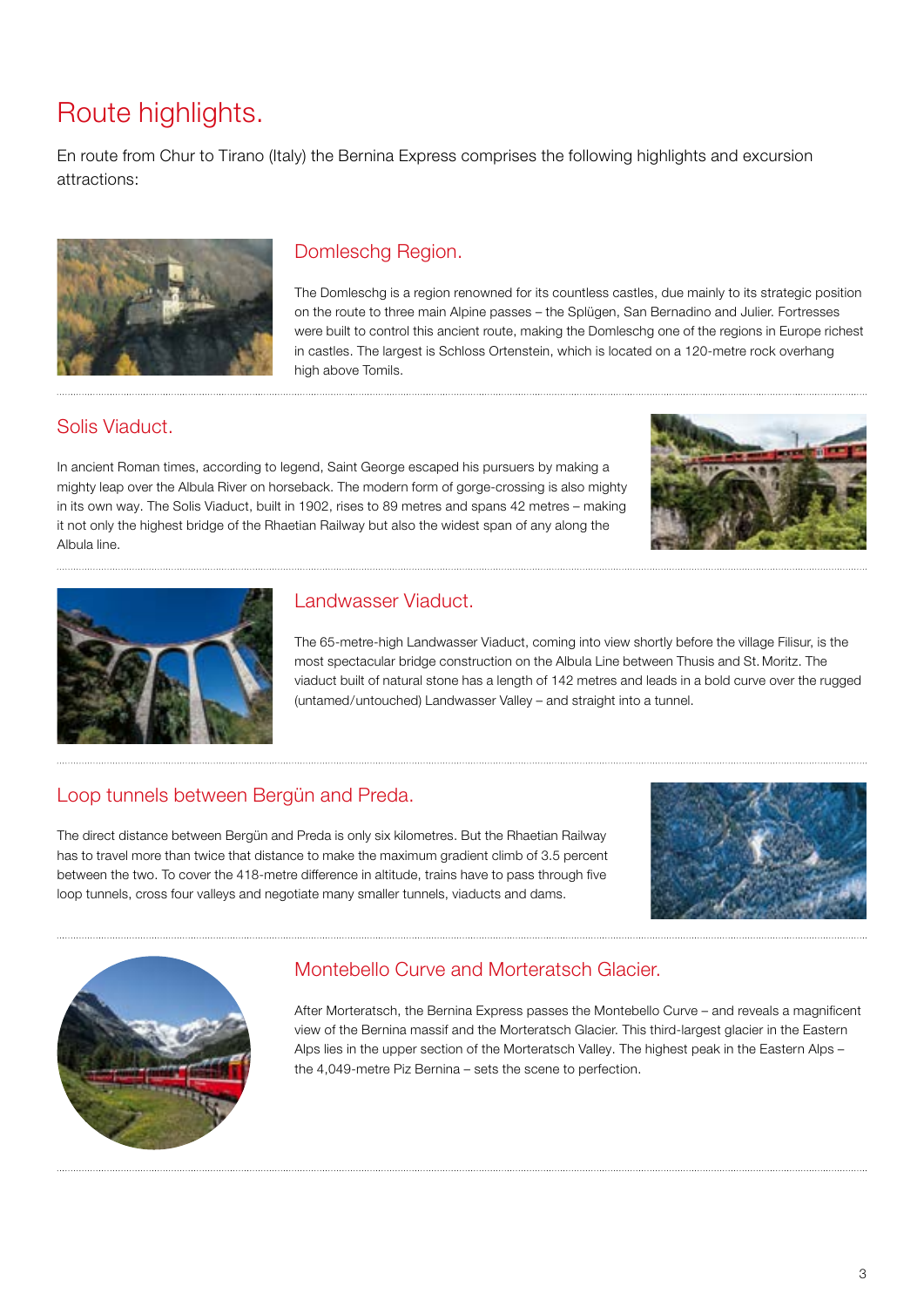# Route highlights.

En route from Chur to Tirano (Italy) the Bernina Express comprises the following highlights and excursion attractions:

## Domleschg Region.

The Domleschg is a region renowned for its countless castles, due mainly to its strategic position on the route to three main Alpine passes – the Splügen, San Bernadino and Julier. Fortresses were built to control this ancient route, making the Domleschg one of the regions in Europe richest in castles. The largest is Schloss Ortenstein, which is located on a 120-metre rock overhang high above Tomils.

## Solis Viaduct.

In ancient Roman times, according to legend, Saint George escaped his pursuers by making a mighty leap over the Albula River on horseback. The modern form of gorge-crossing is also mighty in its own way. The Solis Viaduct, built in 1902, rises to 89 metres and spans 42 metres – making it not only the highest bridge of the Rhaetian Railway but also the widest span of any along the Albula line.

## Landwasser Viaduct.

The 65-metre-high Landwasser Viaduct, coming into view shortly before the village Filisur, is the most spectacular bridge construction on the Albula Line between Thusis and St. Moritz. The viaduct built of natural stone has a length of 142 metres and leads in a bold curve over the rugged (untamed/untouched) Landwasser Valley – and straight into a tunnel.

## Loop tunnels between Bergün and Preda.

The direct distance between Bergün and Preda is only six kilometres. But the Rhaetian Railway has to travel more than twice that distance to make the maximum gradient climb of 3.5 percent between the two. To cover the 418-metre difference in altitude, trains have to pass through five loop tunnels, cross four valleys and negotiate many smaller tunnels, viaducts and dams.

## Montebello Curve and Morteratsch Glacier.

After Morteratsch, the Bernina Express passes the Montebello Curve – and reveals a magnificent view of the Bernina massif and the Morteratsch Glacier. This third-largest glacier in the Eastern Alps lies in the upper section of the Morteratsch Valley. The highest peak in the Eastern Alps – the 4,049-metre Piz Bernina – sets the scene to perfection.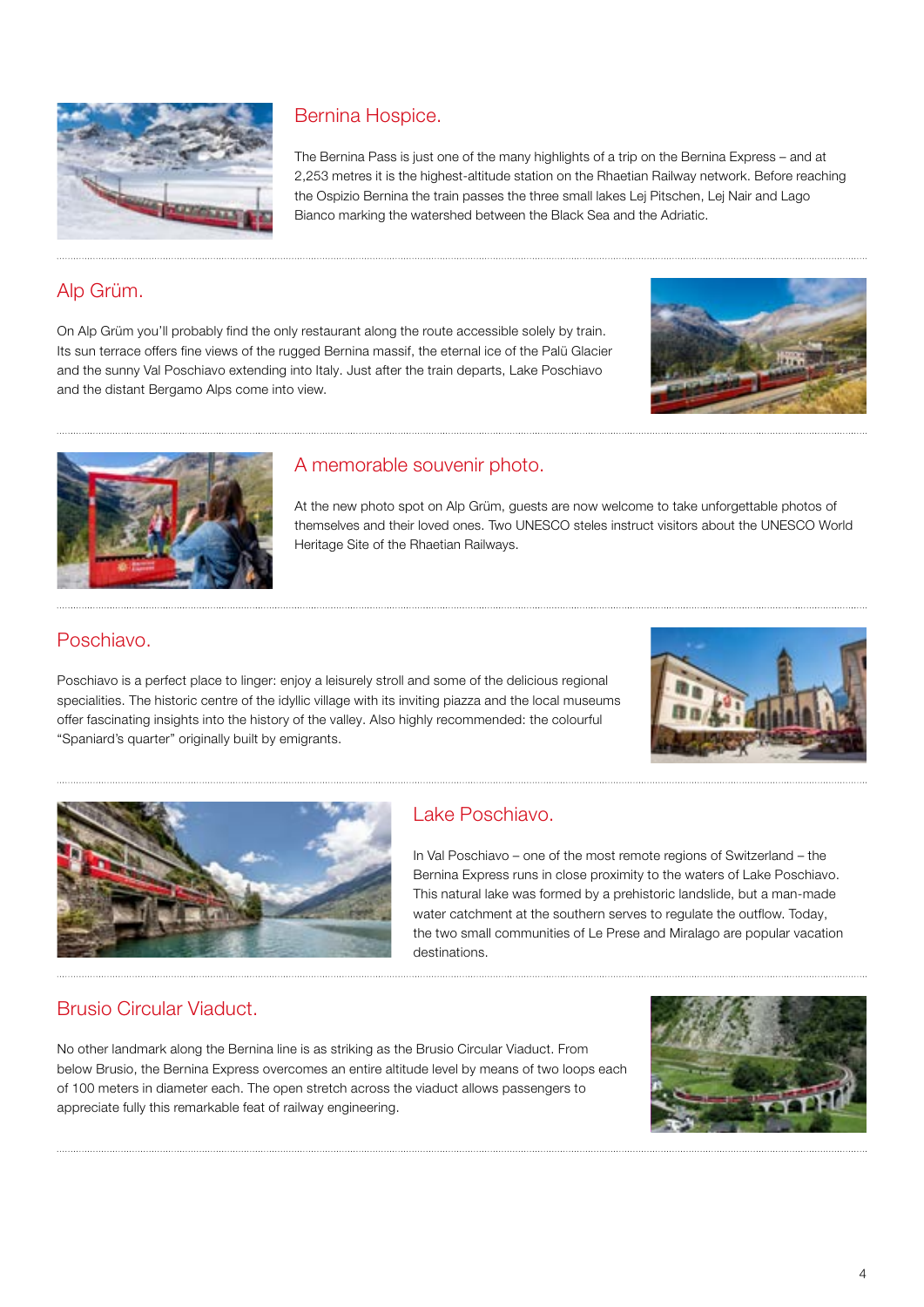## Bernina Hospice.

The Bernina Pass is just one of the many highlights of a trip on the Bernina Express – and at 2,253 metres it is the highest-altitude station on the Rhaetian Railway network. Before reaching the Ospizio Bernina the train passes the three small lakes Lej Pitschen, Lej Nair and Lago Bianco marking the watershed between the Black Sea and the Adriatic.

## Alp Grüm.

On Alp Grüm you'll probably find the only restaurant along the route accessible solely by train. Its sun terrace offers fine views of the rugged Bernina massif, the eternal ice of the Palü Glacier and the sunny Val Poschiavo extending into Italy. Just after the train departs, Lake Poschiavo and the distant Bergamo Alps come into view.

## A memorable souvenir photo.

At the new photo spot on Alp Grüm, guests are now welcome to take unforgettable photos of themselves and their loved ones. Two UNESCO steles instruct visitors about the UNESCO World Heritage Site of the Rhaetian Railways.

## Poschiavo.

Poschiavo is a perfect place to linger: enjoy a leisurely stroll and some of the delicious regional specialities. The historic centre of the idyllic village with its inviting piazza and the local museums offer fascinating insights into the history of the valley. Also highly recommended: the colourful "Spaniard's quarter" originally built by emigrants.

## Lake Poschiavo.

In Val Poschiavo – one of the most remote regions of Switzerland – the Bernina Express runs in close proximity to the waters of Lake Poschiavo. This natural lake was formed by a prehistoric landslide, but a man-made water catchment at the southern serves to regulate the outflow. Today, the two small communities of Le Prese and Miralago are popular vacation destinations.

## Brusio Circular Viaduct.

No other landmark along the Bernina line is as striking as the Brusio Circular Viaduct. From below Brusio, the Bernina Express overcomes an entire altitude level by means of two loops each of 100 meters in diameter each. The open stretch across the viaduct allows passengers to appreciate fully this remarkable feat of railway engineering.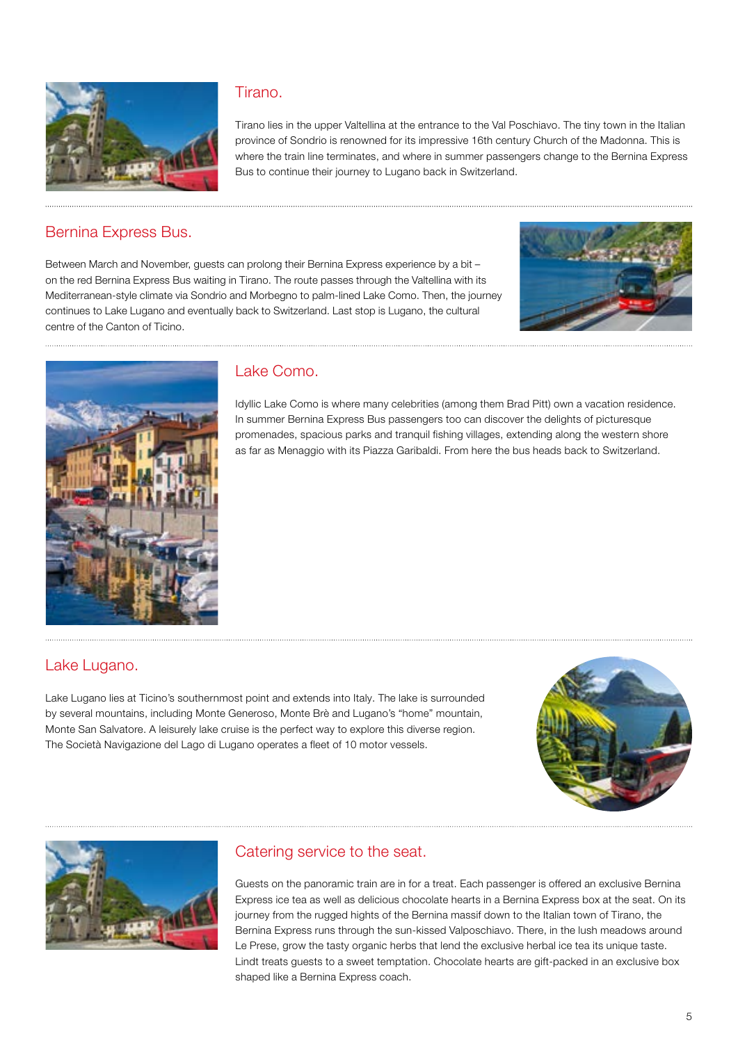## Tirano.

Tirano lies in the upper Valtellina at the entrance to the Val Poschiavo. The tiny town in the Italian province of Sondrio is renowned for its impressive 16th century Church of the Madonna. This is where the train line terminates, and where in summer passengers change to the Bernina Express Bus to continue their journey to Lugano back in Switzerland.

## Bernina Express Bus.

Between March and November, guests can prolong their Bernina Express experience by a bit – on the red Bernina Express Bus waiting in Tirano. The route passes through the Valtellina with its Mediterranean-style climate via Sondrio and Morbegno to palm-lined Lake Como. Then, the journey continues to Lake Lugano and eventually back to Switzerland. Last stop is Lugano, the cultural centre of the Canton of Ticino.

## Lake Como.

Idyllic Lake Como is where many celebrities (among them Brad Pitt) own a vacation residence. In summer Bernina Express Bus passengers too can discover the delights of picturesque promenades, spacious parks and tranquil fishing villages, extending along the western shore as far as Menaggio with its Piazza Garibaldi. From here the bus heads back to Switzerland.

## Lake Lugano.

Lake Lugano lies at Ticino's southernmost point and extends into Italy. The lake is surrounded by several mountains, including Monte Generoso, Monte Brè and Lugano's "home" mountain, Monte San Salvatore. A leisurely lake cruise is the perfect way to explore this diverse region. The Società Navigazione del Lago di Lugano operates a fleet of 10 motor vessels.

## Catering service to the seat.

Guests on the panoramic train are in for a treat. Each passenger is offered an exclusive Bernina Express ice tea as well as delicious chocolate hearts in a Bernina Express box at the seat. On its journey from the rugged hights of the Bernina massif down to the Italian town of Tirano, the Bernina Express runs through the sun-kissed Valposchiavo. There, in the lush meadows around Le Prese, grow the tasty organic herbs that lend the exclusive herbal ice tea its unique taste. Lindt treats guests to a sweet temptation. Chocolate hearts are gift-packed in an exclusive box shaped like a Bernina Express coach.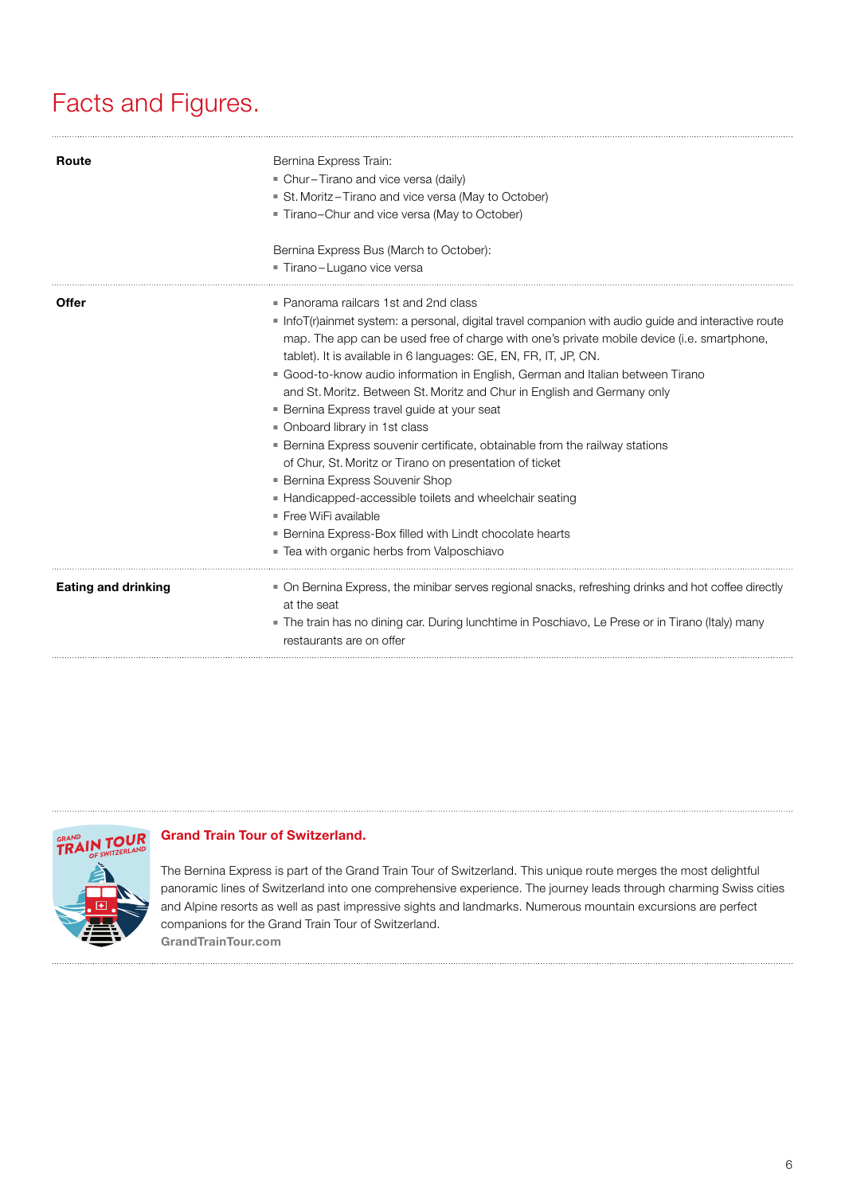# Facts and Figures.

**Route**

Bernina Express Train:

- Chur – Tirano and vice versa (daily)
- St. Moritz – Tirano and vice versa (May to October)
- Tirano–Chur and vice versa (May to October)

Bernina Express Bus (March to October):

- Tirano – Lugano vice versa

**Offer**

- Panorama railcars 1st and 2nd class
- InfoT(r)ainmet system: a personal, digital travel companion with audio guide and interactive route map. The app can be used free of charge with one's private mobile device (i.e. smartphone, tablet). It is available in 6 languages: GE, EN, FR, IT, JP, CN.
- Good-to-know audio information in English, German and Italian between Tirano and St. Moritz. Between St. Moritz and Chur in English and Germany only
- Bernina Express travel guide at your seat
- Onboard library in 1st class
- Bernina Express souvenir certificate, obtainable from the railway stations of Chur, St. Moritz or Tirano on presentation of ticket
- Bernina Express Souvenir Shop
- Handicapped-accessible toilets and wheelchair seating
- Free WiFi available
- Bernina Express-Box filled with Lindt chocolate hearts
- Tea with organic herbs from Valposchiavo

**Eating and drinking**

- On Bernina Express, the minibar serves regional snacks, refreshing drinks and hot coffee directly at the seat
- The train has no dining car. During lunchtime in Poschiavo, Le Prese or in Tirano (Italy) many restaurants are on offer

## Grand Train Tour of Switzerland.

The Bernina Express is part of the Grand Train Tour of Switzerland. This unique route merges the most delightful panoramic lines of Switzerland into one comprehensive experience. The journey leads through charming Swiss cities and Alpine resorts as well as past impressive sights and landmarks. Numerous mountain excursions are perfect companions for the Grand Train Tour of Switzerland.

**GrandTrainTour.com**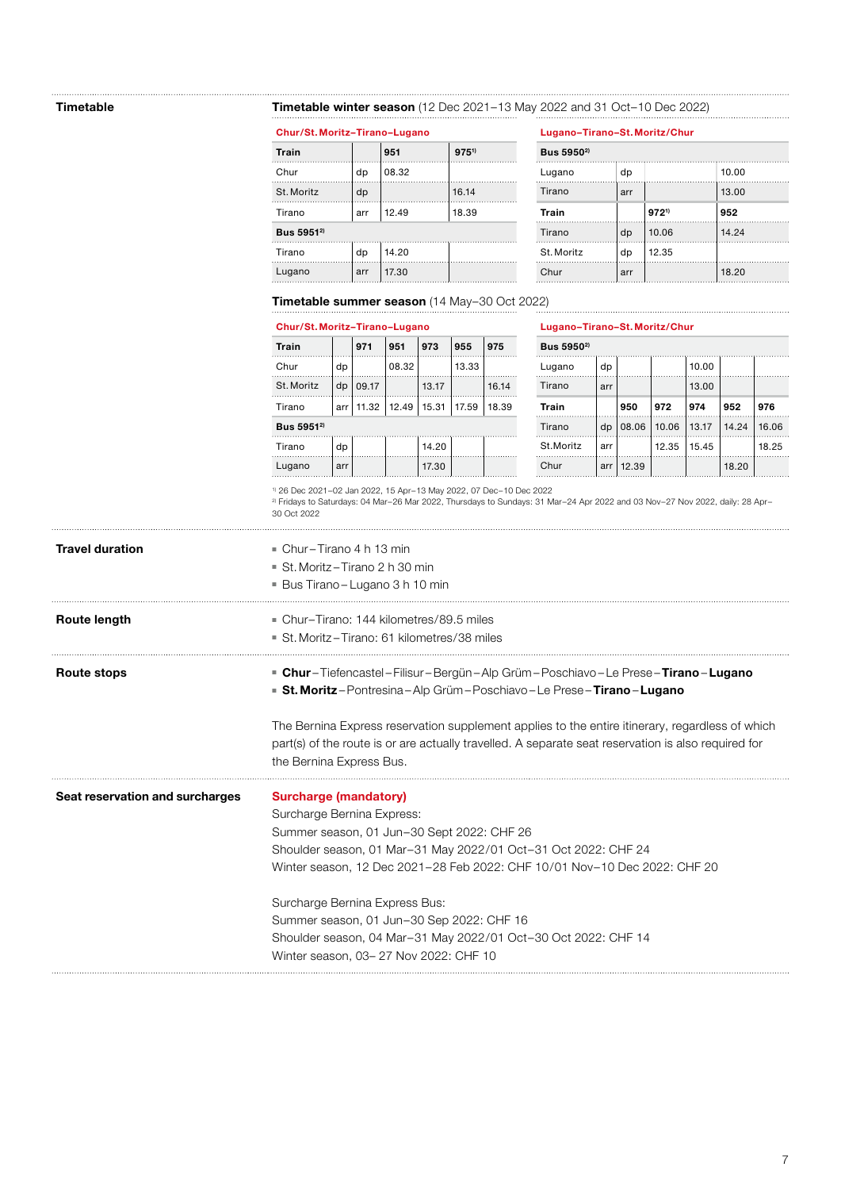## Timetable

**Timetable winter season** (12 Dec 2021–13 May 2022 and 31 Oct–10 Dec 2022)

**Chur/St. Moritz–Tirano–Lugano**

| Train | | 951 | 975[1] |
|---|---|---|---|
| Chur | dp | 08.32 | |
| St. Moritz | dp | | 16.14 |
| Tirano | arr | 12.49 | 18.39 |
| **Bus 5951[2]** | | | |
| Tirano | dp | 14.20 | |
| Lugano | arr | 17.30 | |

**Lugano–Tirano–St. Moritz/Chur**

| Bus 5950[2] | | | |
|---|---|---|---|
| Lugano | dp | | 10.00 |
| Tirano | arr | | 13.00 |
| **Train** | | **972[1]** | **952** |
| Tirano | dp | 10.06 | 14.24 |
| St. Moritz | dp | 12.35 | |
| Chur | arr | | 18.20 |

**Timetable summer season** (14 May–30 Oct 2022)

**Chur/St. Moritz–Tirano–Lugano**

| Train | | 971 | 951 | 973 | 955 | 975 |
|---|---|---|---|---|---|---|
| Chur | dp | | 08.32 | | 13.33 | |
| St. Moritz | dp | 09.17 | | 13.17 | | 16.14 |
| Tirano | arr | 11.32 | 12.49 | 15.31 | 17.59 | 18.39 |
| **Bus 5951[2]** | | | | | | |
| Tirano | dp | | | 14.20 | | |
| Lugano | arr | | | 17.30 | | |

**Lugano–Tirano–St. Moritz/Chur**

| Bus 5950[2] | | | | | | |
|---|---|---|---|---|---|---|
| Lugano | dp | | | 10.00 | | |
| Tirano | arr | | | 13.00 | | |
| **Train** | | **950** | **972** | **974** | **952** | **976** |
| Tirano | dp | 08.06 | 10.06 | 13.17 | 14.24 | 16.06 |
| St.Moritz | arr | | 12.35 | 15.45 | | 18.25 |
| Chur | arr | 12.39 | | | 18.20 | |

[1] 26 Dec 2021–02 Jan 2022, 15 Apr–13 May 2022, 07 Dec–10 Dec 2022
[2] Fridays to Saturdays: 04 Mar–26 Mar 2022, Thursdays to Sundays: 31 Mar–24 Apr 2022 and 03 Nov–27 Nov 2022, daily: 28 Apr–30 Oct 2022

## Travel duration

- Chur – Tirano 4 h 13 min
- St. Moritz – Tirano 2 h 30 min
- Bus Tirano – Lugano 3 h 10 min

## Route length

- Chur–Tirano: 144 kilometres/89.5 miles
- St. Moritz–Tirano: 61 kilometres/38 miles

## Route stops

- **Chur** – Tiefencastel – Filisur – Bergün – Alp Grüm – Poschiavo – Le Prese – **Tirano** – **Lugano**
- **St. Moritz** – Pontresina – Alp Grüm – Poschiavo – Le Prese – **Tirano** – **Lugano**

The Bernina Express reservation supplement applies to the entire itinerary, regardless of which part(s) of the route is or are actually travelled. A separate seat reservation is also required for the Bernina Express Bus.

## Seat reservation and surcharges

**Surcharge (mandatory)**

Surcharge Bernina Express:
Summer season, 01 Jun–30 Sept 2022: CHF 26
Shoulder season, 01 Mar–31 May 2022/01 Oct–31 Oct 2022: CHF 24
Winter season, 12 Dec 2021–28 Feb 2022: CHF 10/01 Nov–10 Dec 2022: CHF 20

Surcharge Bernina Express Bus:
Summer season, 01 Jun–30 Sep 2022: CHF 16
Shoulder season, 04 Mar–31 May 2022/01 Oct–30 Oct 2022: CHF 14
Winter season, 03– 27 Nov 2022: CHF 10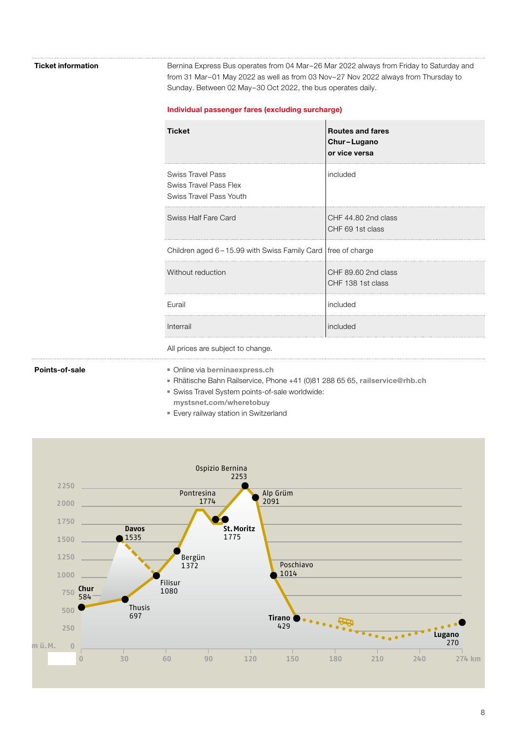**Ticket information**

Bernina Express Bus operates from 04 Mar–26 Mar 2022 always from Friday to Saturday and from 31 Mar–01 May 2022 as well as from 03 Nov–27 Nov 2022 always from Thursday to Sunday. Between 02 May–30 Oct 2022, the bus operates daily.

**Individual passenger fares (excluding surcharge)**

| Ticket | Routes and fares Chur – Lugano or vice versa |
|---|---|
| Swiss Travel Pass<br>Swiss Travel Pass Flex<br>Swiss Travel Pass Youth | included |
| Swiss Half Fare Card | CHF 44.80 2nd class<br>CHF 69 1st class |
| Children aged 6 – 15.99 with Swiss Family Card | free of charge |
| Without reduction | CHF 89.60 2nd class<br>CHF 138 1st class |
| Eurail | included |
| Interrail | included |

All prices are subject to change.

**Points-of-sale**

- Online via **berninaexpress.ch**
- Rhätische Bahn Railservice, Phone +41 (0)81 288 65 65, **railservice@rhb.ch**
- Swiss Travel System points-of-sale worldwide: **mystsnet.com/wheretobuy**
- Every railway station in Switzerland

m ü. M.
2250
2000
1750
1500
1250
1000
750
500
250
0

0
30
60
90
120
150
180
210
240
274 km

Chur 584
Thusis 697
Davos 1535
Filisur 1080
Bergün 1372
Pontresina 1774
St. Moritz 1775
Ospizio Bernina 2253
Alp Grüm 2091
Poschiavo 1014
Tirano 429
Lugano 270